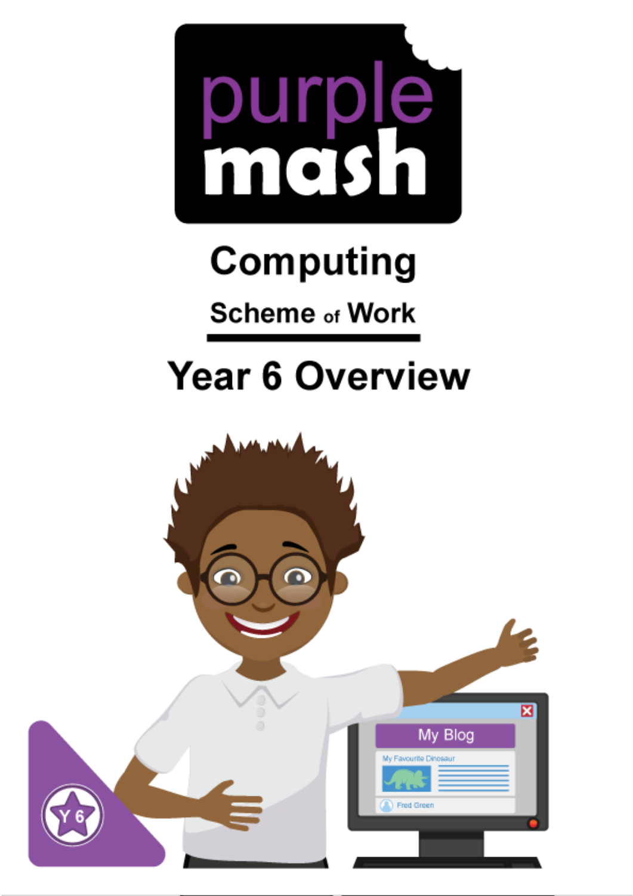purple mash

# Computing

## Scheme of Work

# Year 6 Overview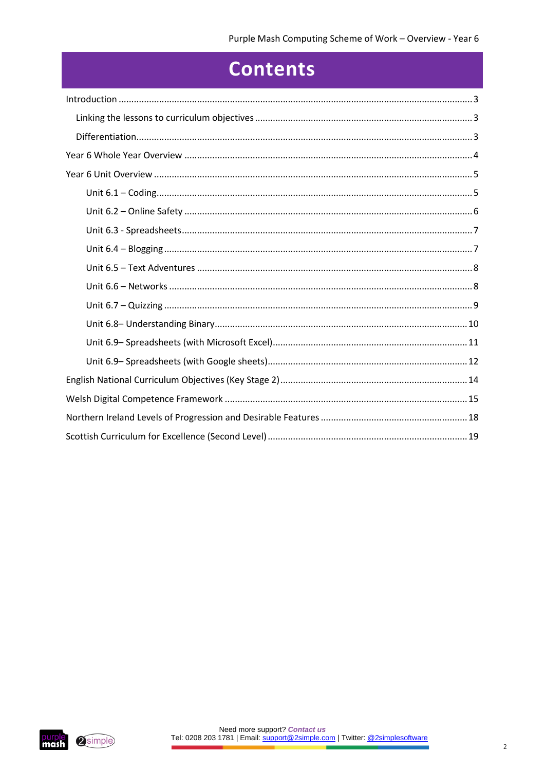# Contents

Introduction ........ 3

- Linking the lessons to curriculum objectives ........ 3
- Differentiation ........ 3

Year 6 Whole Year Overview ........ 4

Year 6 Unit Overview ........ 5

- Unit 6.1 – Coding ........ 5
- Unit 6.2 – Online Safety ........ 6
- Unit 6.3 - Spreadsheets ........ 7
- Unit 6.4 – Blogging ........ 7
- Unit 6.5 – Text Adventures ........ 8
- Unit 6.6 – Networks ........ 8
- Unit 6.7 – Quizzing ........ 9
- Unit 6.8– Understanding Binary ........ 10
- Unit 6.9– Spreadsheets (with Microsoft Excel) ........ 11
- Unit 6.9– Spreadsheets (with Google sheets) ........ 12

English National Curriculum Objectives (Key Stage 2) ........ 14

Welsh Digital Competence Framework ........ 15

Northern Ireland Levels of Progression and Desirable Features ........ 18

Scottish Curriculum for Excellence (Second Level) ........ 19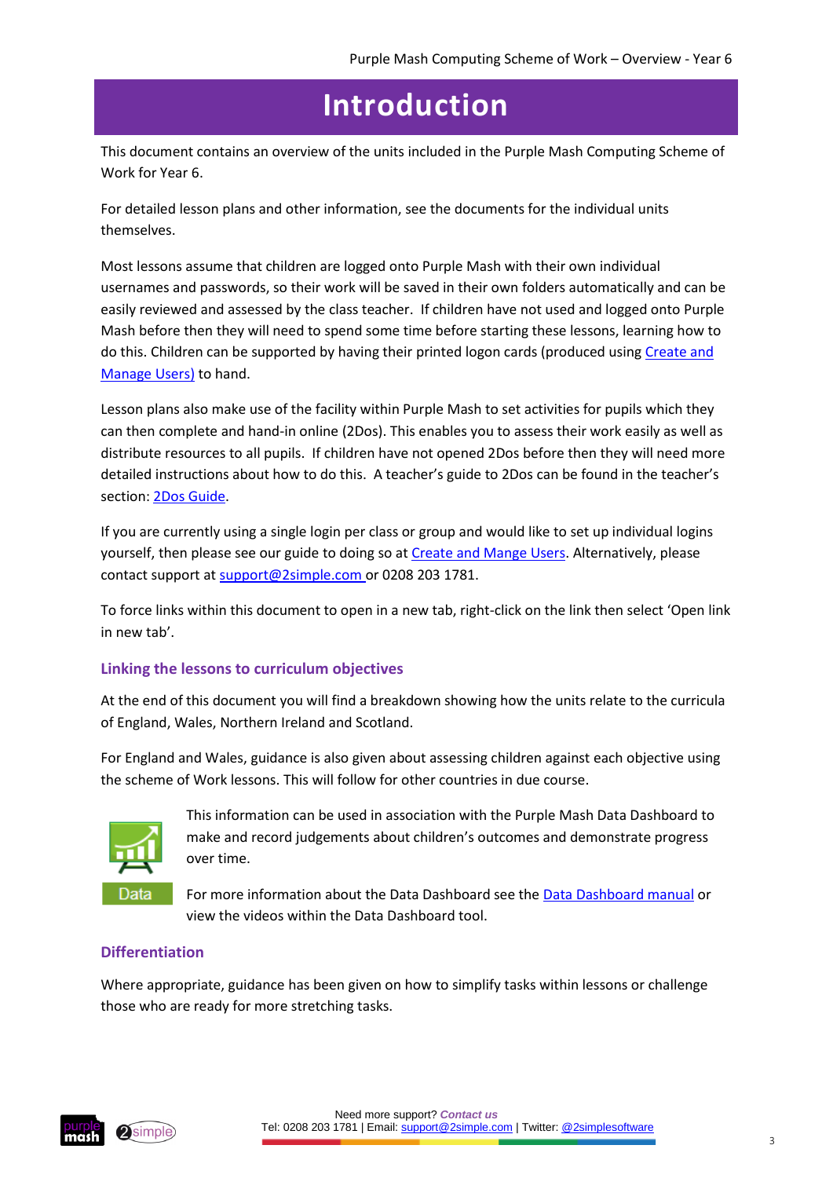# Introduction

This document contains an overview of the units included in the Purple Mash Computing Scheme of Work for Year 6.

For detailed lesson plans and other information, see the documents for the individual units themselves.

Most lessons assume that children are logged onto Purple Mash with their own individual usernames and passwords, so their work will be saved in their own folders automatically and can be easily reviewed and assessed by the class teacher. If children have not used and logged onto Purple Mash before then they will need to spend some time before starting these lessons, learning how to do this. Children can be supported by having their printed logon cards (produced using Create and Manage Users) to hand.

Lesson plans also make use of the facility within Purple Mash to set activities for pupils which they can then complete and hand-in online (2Dos). This enables you to assess their work easily as well as distribute resources to all pupils. If children have not opened 2Dos before then they will need more detailed instructions about how to do this. A teacher's guide to 2Dos can be found in the teacher's section: 2Dos Guide.

If you are currently using a single login per class or group and would like to set up individual logins yourself, then please see our guide to doing so at Create and Mange Users. Alternatively, please contact support at support@2simple.com or 0208 203 1781.

To force links within this document to open in a new tab, right-click on the link then select 'Open link in new tab'.

### Linking the lessons to curriculum objectives

At the end of this document you will find a breakdown showing how the units relate to the curricula of England, Wales, Northern Ireland and Scotland.

For England and Wales, guidance is also given about assessing children against each objective using the scheme of Work lessons. This will follow for other countries in due course.

This information can be used in association with the Purple Mash Data Dashboard to make and record judgements about children's outcomes and demonstrate progress over time.

For more information about the Data Dashboard see the Data Dashboard manual or view the videos within the Data Dashboard tool.

### Differentiation

Where appropriate, guidance has been given on how to simplify tasks within lessons or challenge those who are ready for more stretching tasks.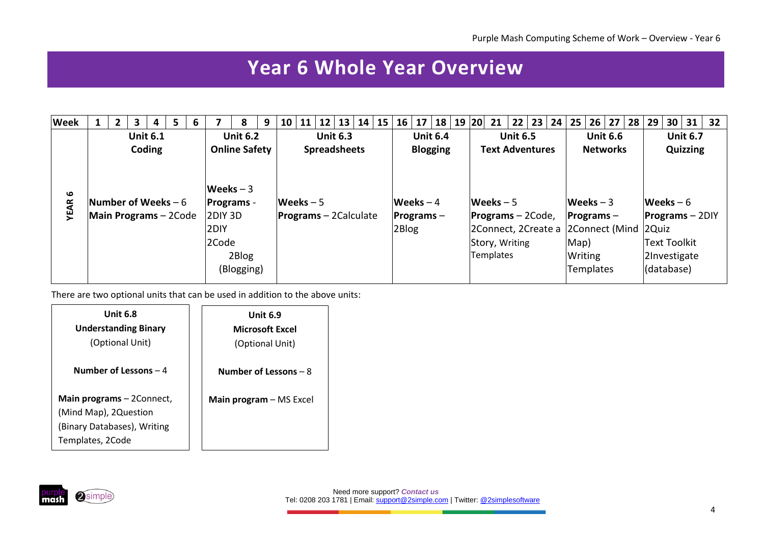# Year 6 Whole Year Overview

| Week | 1–6 | 7–9 | 10–15 | 16–19 | 20–24 | 25–28 | 29–32 |
|---|---|---|---|---|---|---|---|
| YEAR 6 | **Unit 6.1 Coding**<br><br>**Number of Weeks** – 6<br>**Main Programs** – 2Code | **Unit 6.2 Online Safety**<br><br>**Weeks** – 3<br>**Programs** - 2DIY 3D, 2DIY, 2Code, 2Blog (Blogging) | **Unit 6.3 Spreadsheets**<br><br>**Weeks** – 5<br>**Programs** – 2Calculate | **Unit 6.4 Blogging**<br><br>**Weeks** – 4<br>**Programs** – 2Blog | **Unit 6.5 Text Adventures**<br><br>**Weeks** – 5<br>**Programs** – 2Code, 2Connect, 2Create a Story, Writing Templates | **Unit 6.6 Networks**<br><br>**Weeks** – 3<br>**Programs** – 2Connect (Mind Map), Writing Templates | **Unit 6.7 Quizzing**<br><br>**Weeks** – 6<br>**Programs** – 2DIY, 2Quiz, Text Toolkit, 2Investigate (database) |

There are two optional units that can be used in addition to the above units:

| **Unit 6.8 Understanding Binary** (Optional Unit) | **Unit 6.9 Microsoft Excel** (Optional Unit) |
|---|---|
| **Number of Lessons** – 4 | **Number of Lessons** – 8 |
| **Main programs** – 2Connect, (Mind Map), 2Question (Binary Databases), Writing Templates, 2Code | **Main program** – MS Excel |

Need more support? *Contact us*
Tel: 0208 203 1781 | Email: support@2simple.com | Twitter: @2simplesoftware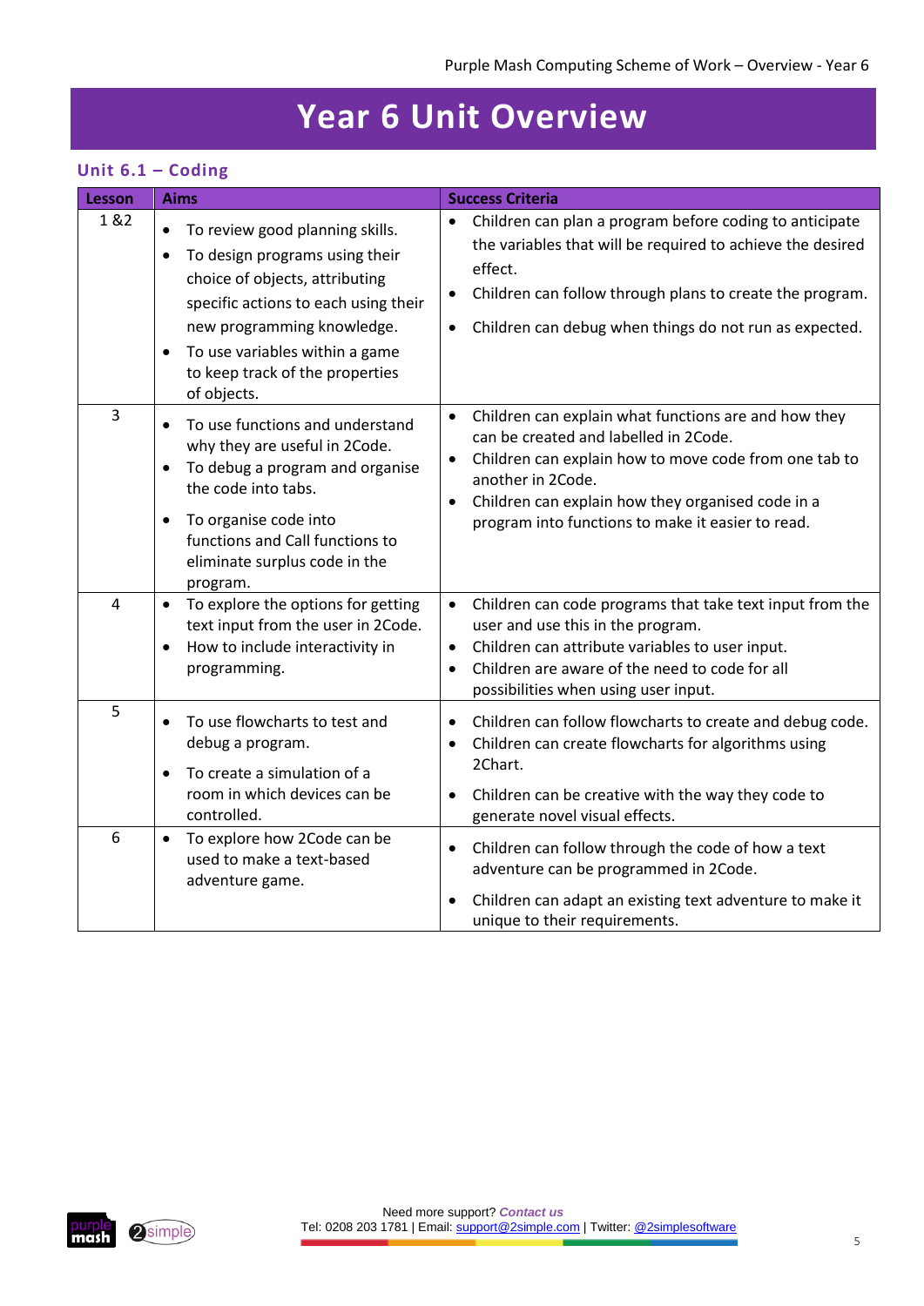# Year 6 Unit Overview

## Unit 6.1 – Coding

| Lesson | Aims | Success Criteria |
| --- | --- | --- |
| 1 &2 | • To review good planning skills.<br>• To design programs using their choice of objects, attributing specific actions to each using their new programming knowledge.<br>• To use variables within a game to keep track of the properties of objects. | • Children can plan a program before coding to anticipate the variables that will be required to achieve the desired effect.<br>• Children can follow through plans to create the program.<br>• Children can debug when things do not run as expected. |
| 3 | • To use functions and understand why they are useful in 2Code.<br>• To debug a program and organise the code into tabs.<br>• To organise code into functions and Call functions to eliminate surplus code in the program. | • Children can explain what functions are and how they can be created and labelled in 2Code.<br>• Children can explain how to move code from one tab to another in 2Code.<br>• Children can explain how they organised code in a program into functions to make it easier to read. |
| 4 | • To explore the options for getting text input from the user in 2Code.<br>• How to include interactivity in programming. | • Children can code programs that take text input from the user and use this in the program.<br>• Children can attribute variables to user input.<br>• Children are aware of the need to code for all possibilities when using user input. |
| 5 | • To use flowcharts to test and debug a program.<br>• To create a simulation of a room in which devices can be controlled. | • Children can follow flowcharts to create and debug code.<br>• Children can create flowcharts for algorithms using 2Chart.<br>• Children can be creative with the way they code to generate novel visual effects. |
| 6 | • To explore how 2Code can be used to make a text-based adventure game. | • Children can follow through the code of how a text adventure can be programmed in 2Code.<br>• Children can adapt an existing text adventure to make it unique to their requirements. |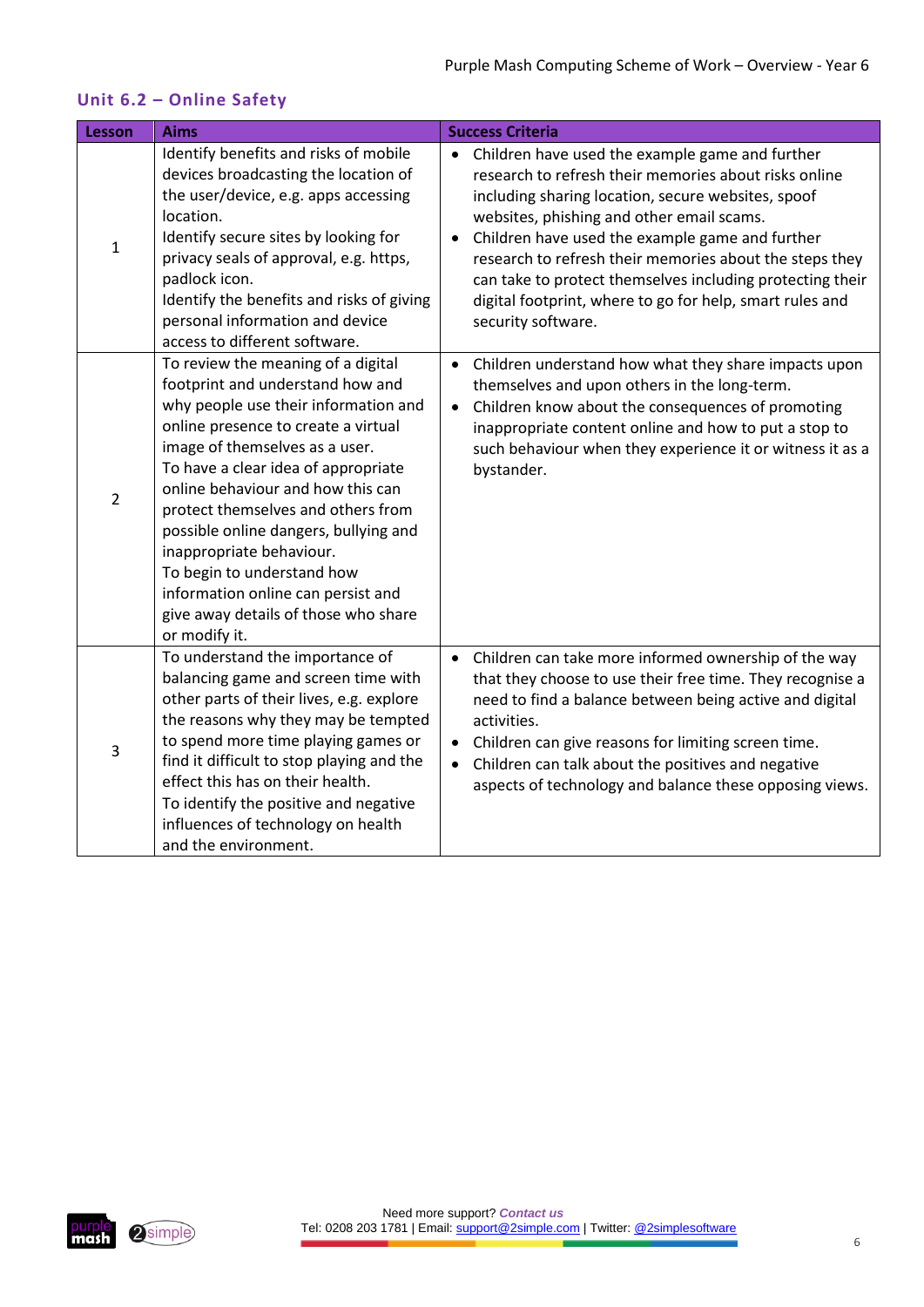## Unit 6.2 – Online Safety

| Lesson | Aims | Success Criteria |
|---|---|---|
| 1 | Identify benefits and risks of mobile devices broadcasting the location of the user/device, e.g. apps accessing location.<br>Identify secure sites by looking for privacy seals of approval, e.g. https, padlock icon.<br>Identify the benefits and risks of giving personal information and device access to different software. | • Children have used the example game and further research to refresh their memories about risks online including sharing location, secure websites, spoof websites, phishing and other email scams.<br>• Children have used the example game and further research to refresh their memories about the steps they can take to protect themselves including protecting their digital footprint, where to go for help, smart rules and security software. |
| 2 | To review the meaning of a digital footprint and understand how and why people use their information and online presence to create a virtual image of themselves as a user.<br>To have a clear idea of appropriate online behaviour and how this can protect themselves and others from possible online dangers, bullying and inappropriate behaviour.<br>To begin to understand how information online can persist and give away details of those who share or modify it. | • Children understand how what they share impacts upon themselves and upon others in the long-term.<br>• Children know about the consequences of promoting inappropriate content online and how to put a stop to such behaviour when they experience it or witness it as a bystander. |
| 3 | To understand the importance of balancing game and screen time with other parts of their lives, e.g. explore the reasons why they may be tempted to spend more time playing games or find it difficult to stop playing and the effect this has on their health.<br>To identify the positive and negative influences of technology on health and the environment. | • Children can take more informed ownership of the way that they choose to use their free time. They recognise a need to find a balance between being active and digital activities.<br>• Children can give reasons for limiting screen time.<br>• Children can talk about the positives and negative aspects of technology and balance these opposing views. |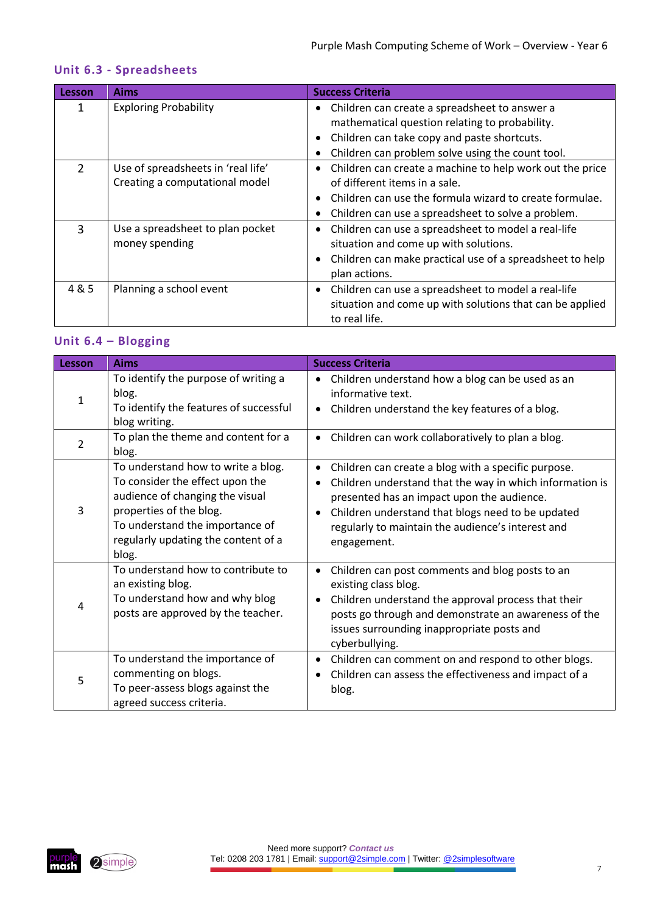## Unit 6.3 - Spreadsheets

| Lesson | Aims | Success Criteria |
| --- | --- | --- |
| 1 | Exploring Probability | • Children can create a spreadsheet to answer a mathematical question relating to probability.<br>• Children can take copy and paste shortcuts.<br>• Children can problem solve using the count tool. |
| 2 | Use of spreadsheets in 'real life'<br>Creating a computational model | • Children can create a machine to help work out the price of different items in a sale.<br>• Children can use the formula wizard to create formulae.<br>• Children can use a spreadsheet to solve a problem. |
| 3 | Use a spreadsheet to plan pocket money spending | • Children can use a spreadsheet to model a real-life situation and come up with solutions.<br>• Children can make practical use of a spreadsheet to help plan actions. |
| 4 & 5 | Planning a school event | • Children can use a spreadsheet to model a real-life situation and come up with solutions that can be applied to real life. |

## Unit 6.4 – Blogging

| Lesson | Aims | Success Criteria |
| --- | --- | --- |
| 1 | To identify the purpose of writing a blog.<br>To identify the features of successful blog writing. | • Children understand how a blog can be used as an informative text.<br>• Children understand the key features of a blog. |
| 2 | To plan the theme and content for a blog. | • Children can work collaboratively to plan a blog. |
| 3 | To understand how to write a blog.<br>To consider the effect upon the audience of changing the visual properties of the blog.<br>To understand the importance of regularly updating the content of a blog. | • Children can create a blog with a specific purpose.<br>• Children understand that the way in which information is presented has an impact upon the audience.<br>• Children understand that blogs need to be updated regularly to maintain the audience's interest and engagement. |
| 4 | To understand how to contribute to an existing blog.<br>To understand how and why blog posts are approved by the teacher. | • Children can post comments and blog posts to an existing class blog.<br>• Children understand the approval process that their posts go through and demonstrate an awareness of the issues surrounding inappropriate posts and cyberbullying. |
| 5 | To understand the importance of commenting on blogs.<br>To peer-assess blogs against the agreed success criteria. | • Children can comment on and respond to other blogs.<br>• Children can assess the effectiveness and impact of a blog. |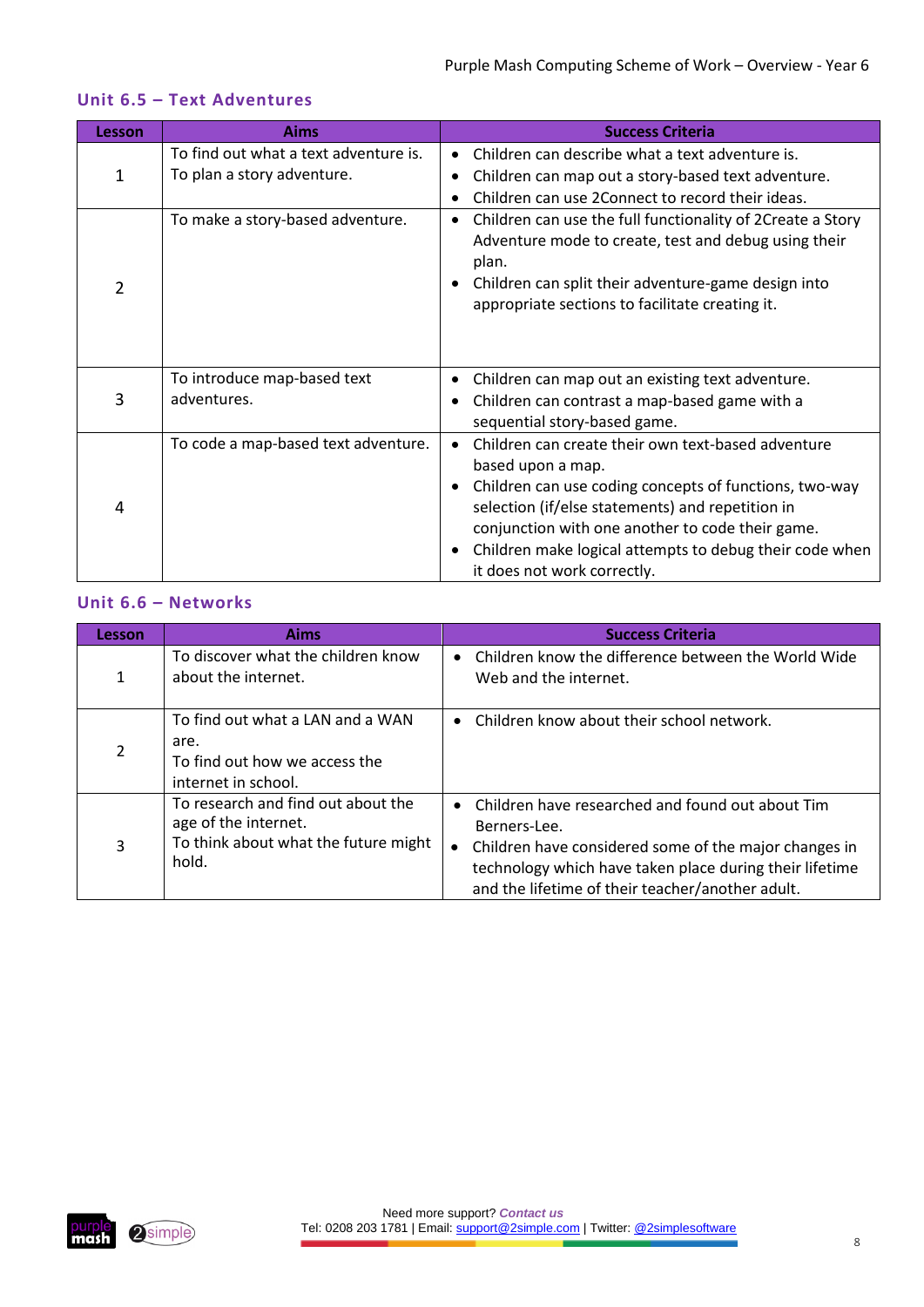## Unit 6.5 – Text Adventures

| Lesson | Aims | Success Criteria |
|---|---|---|
| 1 | To find out what a text adventure is.<br>To plan a story adventure. | • Children can describe what a text adventure is.<br>• Children can map out a story-based text adventure.<br>• Children can use 2Connect to record their ideas. |
| 2 | To make a story-based adventure. | • Children can use the full functionality of 2Create a Story Adventure mode to create, test and debug using their plan.<br>• Children can split their adventure-game design into appropriate sections to facilitate creating it. |
| 3 | To introduce map-based text adventures. | • Children can map out an existing text adventure.<br>• Children can contrast a map-based game with a sequential story-based game. |
| 4 | To code a map-based text adventure. | • Children can create their own text-based adventure based upon a map.<br>• Children can use coding concepts of functions, two-way selection (if/else statements) and repetition in conjunction with one another to code their game.<br>• Children make logical attempts to debug their code when it does not work correctly. |

## Unit 6.6 – Networks

| Lesson | Aims | Success Criteria |
|---|---|---|
| 1 | To discover what the children know about the internet. | • Children know the difference between the World Wide Web and the internet. |
| 2 | To find out what a LAN and a WAN are.<br>To find out how we access the internet in school. | • Children know about their school network. |
| 3 | To research and find out about the age of the internet.<br>To think about what the future might hold. | • Children have researched and found out about Tim Berners-Lee.<br>• Children have considered some of the major changes in technology which have taken place during their lifetime and the lifetime of their teacher/another adult. |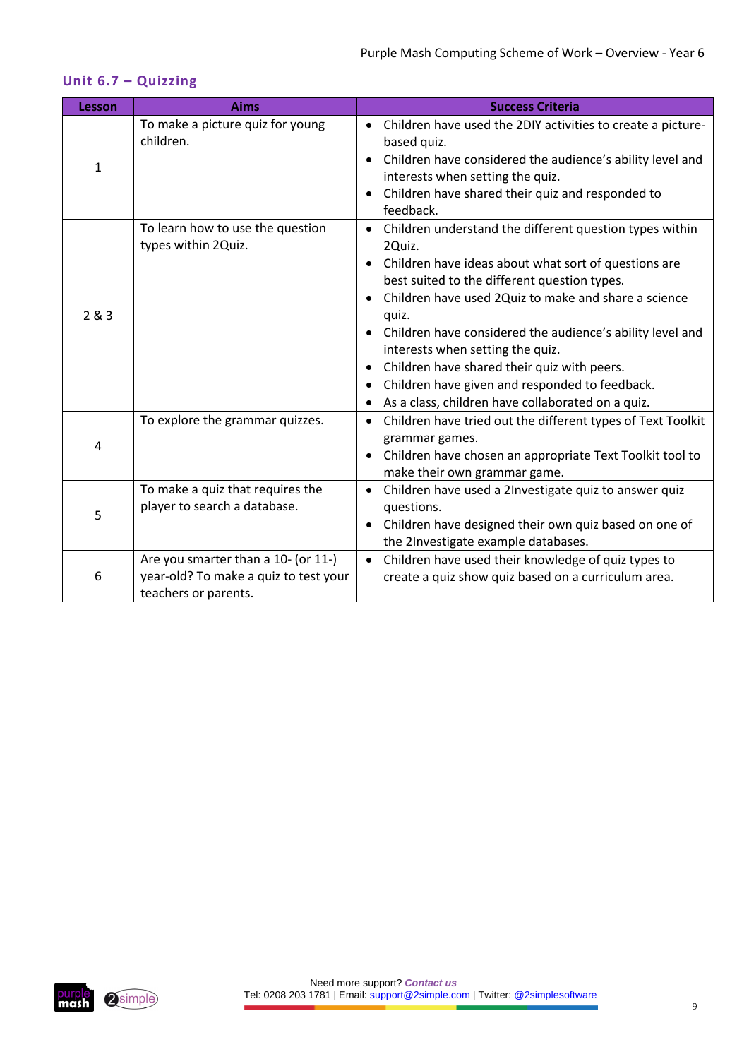## Unit 6.7 – Quizzing

| Lesson | Aims | Success Criteria |
|---|---|---|
| 1 | To make a picture quiz for young children. | • Children have used the 2DIY activities to create a picture-based quiz.<br>• Children have considered the audience's ability level and interests when setting the quiz.<br>• Children have shared their quiz and responded to feedback. |
| 2 & 3 | To learn how to use the question types within 2Quiz. | • Children understand the different question types within 2Quiz.<br>• Children have ideas about what sort of questions are best suited to the different question types.<br>• Children have used 2Quiz to make and share a science quiz.<br>• Children have considered the audience's ability level and interests when setting the quiz.<br>• Children have shared their quiz with peers.<br>• Children have given and responded to feedback.<br>• As a class, children have collaborated on a quiz. |
| 4 | To explore the grammar quizzes. | • Children have tried out the different types of Text Toolkit grammar games.<br>• Children have chosen an appropriate Text Toolkit tool to make their own grammar game. |
| 5 | To make a quiz that requires the player to search a database. | • Children have used a 2Investigate quiz to answer quiz questions.<br>• Children have designed their own quiz based on one of the 2Investigate example databases. |
| 6 | Are you smarter than a 10- (or 11-) year-old? To make a quiz to test your teachers or parents. | • Children have used their knowledge of quiz types to create a quiz show quiz based on a curriculum area. |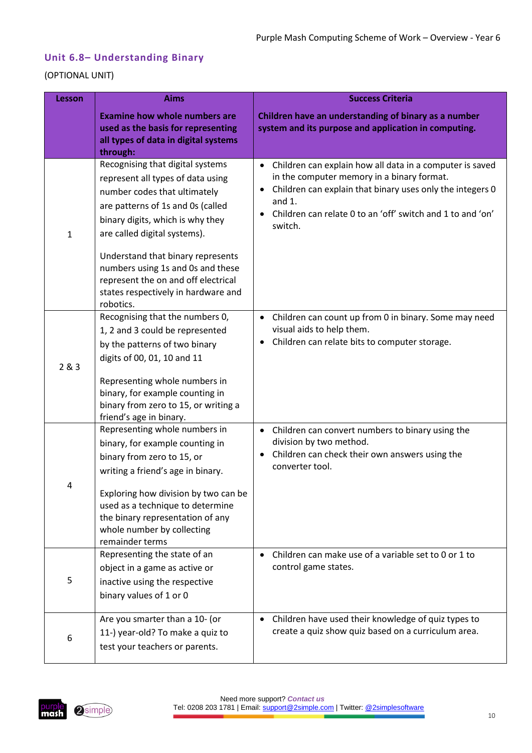## Unit 6.8– Understanding Binary

(OPTIONAL UNIT)

| Lesson | Aims<br><br>**Examine how whole numbers are used as the basis for representing all types of data in digital systems through:** | Success Criteria<br><br>**Children have an understanding of binary as a number system and its purpose and application in computing.** |
|---|---|---|
| 1 | Recognising that digital systems represent all types of data using number codes that ultimately are patterns of 1s and 0s (called binary digits, which is why they are called digital systems).<br><br>Understand that binary represents numbers using 1s and 0s and these represent the on and off electrical states respectively in hardware and robotics. | • Children can explain how all data in a computer is saved in the computer memory in a binary format.<br>• Children can explain that binary uses only the integers 0 and 1.<br>• Children can relate 0 to an 'off' switch and 1 to and 'on' switch. |
| 2 & 3 | Recognising that the numbers 0, 1, 2 and 3 could be represented by the patterns of two binary digits of 00, 01, 10 and 11<br><br>Representing whole numbers in binary, for example counting in binary from zero to 15, or writing a friend's age in binary. | • Children can count up from 0 in binary. Some may need visual aids to help them.<br>• Children can relate bits to computer storage. |
| 4 | Representing whole numbers in binary, for example counting in binary from zero to 15, or writing a friend's age in binary.<br><br>Exploring how division by two can be used as a technique to determine the binary representation of any whole number by collecting remainder terms | • Children can convert numbers to binary using the division by two method.<br>• Children can check their own answers using the converter tool. |
| 5 | Representing the state of an object in a game as active or inactive using the respective binary values of 1 or 0 | • Children can make use of a variable set to 0 or 1 to control game states. |
| 6 | Are you smarter than a 10- (or 11-) year-old? To make a quiz to test your teachers or parents. | • Children have used their knowledge of quiz types to create a quiz show quiz based on a curriculum area. |

Need more support? *Contact us*
Tel: 0208 203 1781 | Email: support@2simple.com | Twitter: @2simplesoftware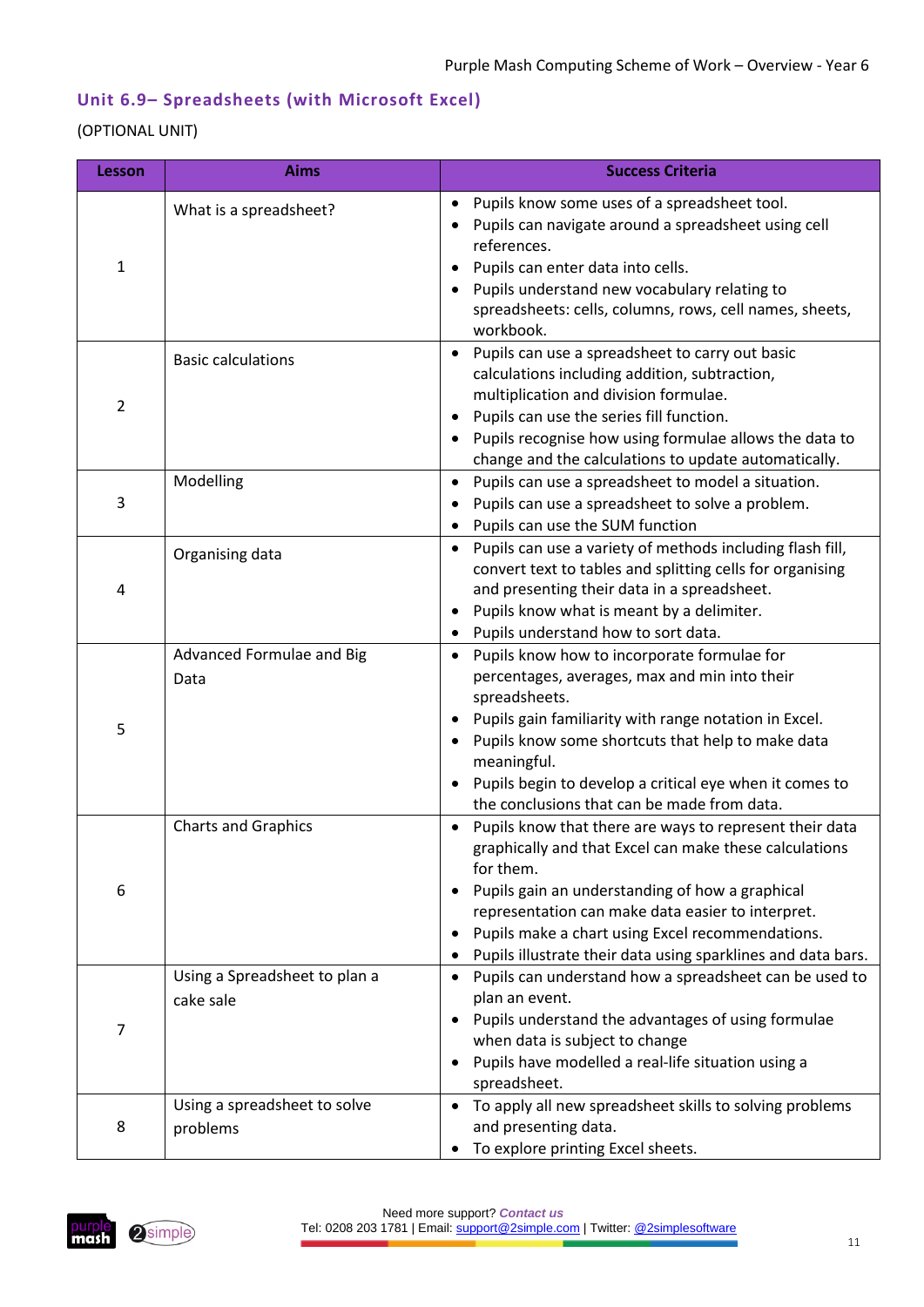## Unit 6.9– Spreadsheets (with Microsoft Excel)

(OPTIONAL UNIT)

| Lesson | Aims | Success Criteria |
| --- | --- | --- |
| 1 | What is a spreadsheet? | • Pupils know some uses of a spreadsheet tool.<br>• Pupils can navigate around a spreadsheet using cell references.<br>• Pupils can enter data into cells.<br>• Pupils understand new vocabulary relating to spreadsheets: cells, columns, rows, cell names, sheets, workbook. |
| 2 | Basic calculations | • Pupils can use a spreadsheet to carry out basic calculations including addition, subtraction, multiplication and division formulae.<br>• Pupils can use the series fill function.<br>• Pupils recognise how using formulae allows the data to change and the calculations to update automatically. |
| 3 | Modelling | • Pupils can use a spreadsheet to model a situation.<br>• Pupils can use a spreadsheet to solve a problem.<br>• Pupils can use the SUM function |
| 4 | Organising data | • Pupils can use a variety of methods including flash fill, convert text to tables and splitting cells for organising and presenting their data in a spreadsheet.<br>• Pupils know what is meant by a delimiter.<br>• Pupils understand how to sort data. |
| 5 | Advanced Formulae and Big Data | • Pupils know how to incorporate formulae for percentages, averages, max and min into their spreadsheets.<br>• Pupils gain familiarity with range notation in Excel.<br>• Pupils know some shortcuts that help to make data meaningful.<br>• Pupils begin to develop a critical eye when it comes to the conclusions that can be made from data. |
| 6 | Charts and Graphics | • Pupils know that there are ways to represent their data graphically and that Excel can make these calculations for them.<br>• Pupils gain an understanding of how a graphical representation can make data easier to interpret.<br>• Pupils make a chart using Excel recommendations.<br>• Pupils illustrate their data using sparklines and data bars. |
| 7 | Using a Spreadsheet to plan a cake sale | • Pupils can understand how a spreadsheet can be used to plan an event.<br>• Pupils understand the advantages of using formulae when data is subject to change<br>• Pupils have modelled a real-life situation using a spreadsheet. |
| 8 | Using a spreadsheet to solve problems | • To apply all new spreadsheet skills to solving problems and presenting data.<br>• To explore printing Excel sheets. |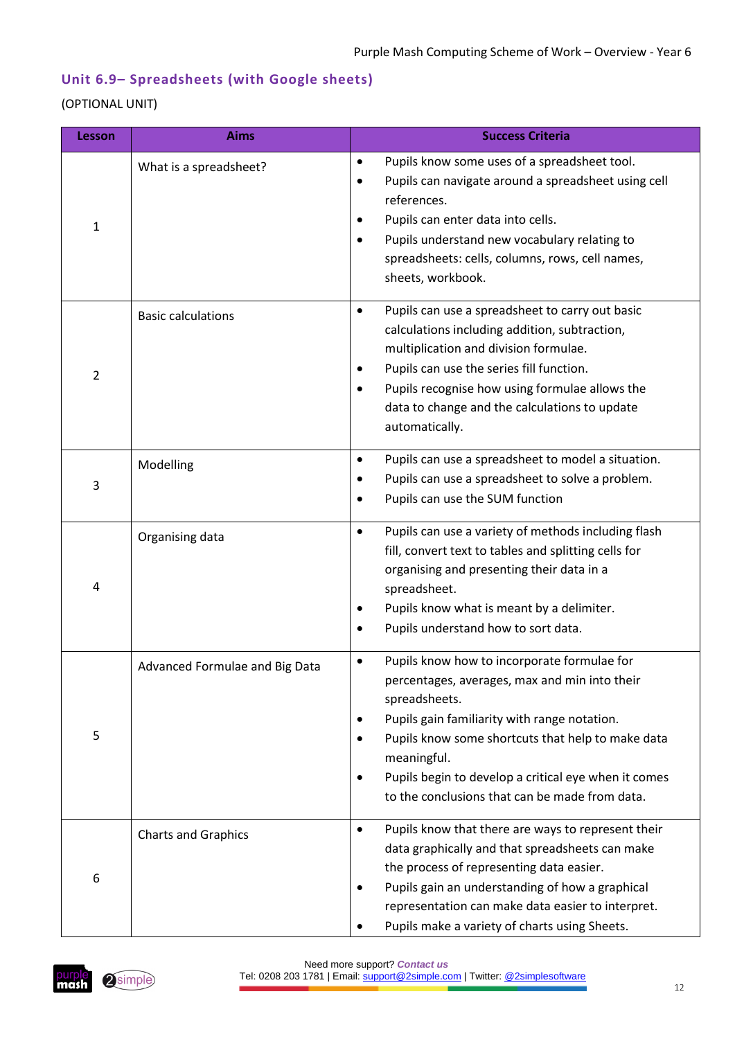## Unit 6.9– Spreadsheets (with Google sheets)

(OPTIONAL UNIT)

| Lesson | Aims | Success Criteria |
|---|---|---|
| 1 | What is a spreadsheet? | • Pupils know some uses of a spreadsheet tool.<br>• Pupils can navigate around a spreadsheet using cell references.<br>• Pupils can enter data into cells.<br>• Pupils understand new vocabulary relating to spreadsheets: cells, columns, rows, cell names, sheets, workbook. |
| 2 | Basic calculations | • Pupils can use a spreadsheet to carry out basic calculations including addition, subtraction, multiplication and division formulae.<br>• Pupils can use the series fill function.<br>• Pupils recognise how using formulae allows the data to change and the calculations to update automatically. |
| 3 | Modelling | • Pupils can use a spreadsheet to model a situation.<br>• Pupils can use a spreadsheet to solve a problem.<br>• Pupils can use the SUM function |
| 4 | Organising data | • Pupils can use a variety of methods including flash fill, convert text to tables and splitting cells for organising and presenting their data in a spreadsheet.<br>• Pupils know what is meant by a delimiter.<br>• Pupils understand how to sort data. |
| 5 | Advanced Formulae and Big Data | • Pupils know how to incorporate formulae for percentages, averages, max and min into their spreadsheets.<br>• Pupils gain familiarity with range notation.<br>• Pupils know some shortcuts that help to make data meaningful.<br>• Pupils begin to develop a critical eye when it comes to the conclusions that can be made from data. |
| 6 | Charts and Graphics | • Pupils know that there are ways to represent their data graphically and that spreadsheets can make the process of representing data easier.<br>• Pupils gain an understanding of how a graphical representation can make data easier to interpret.<br>• Pupils make a variety of charts using Sheets. |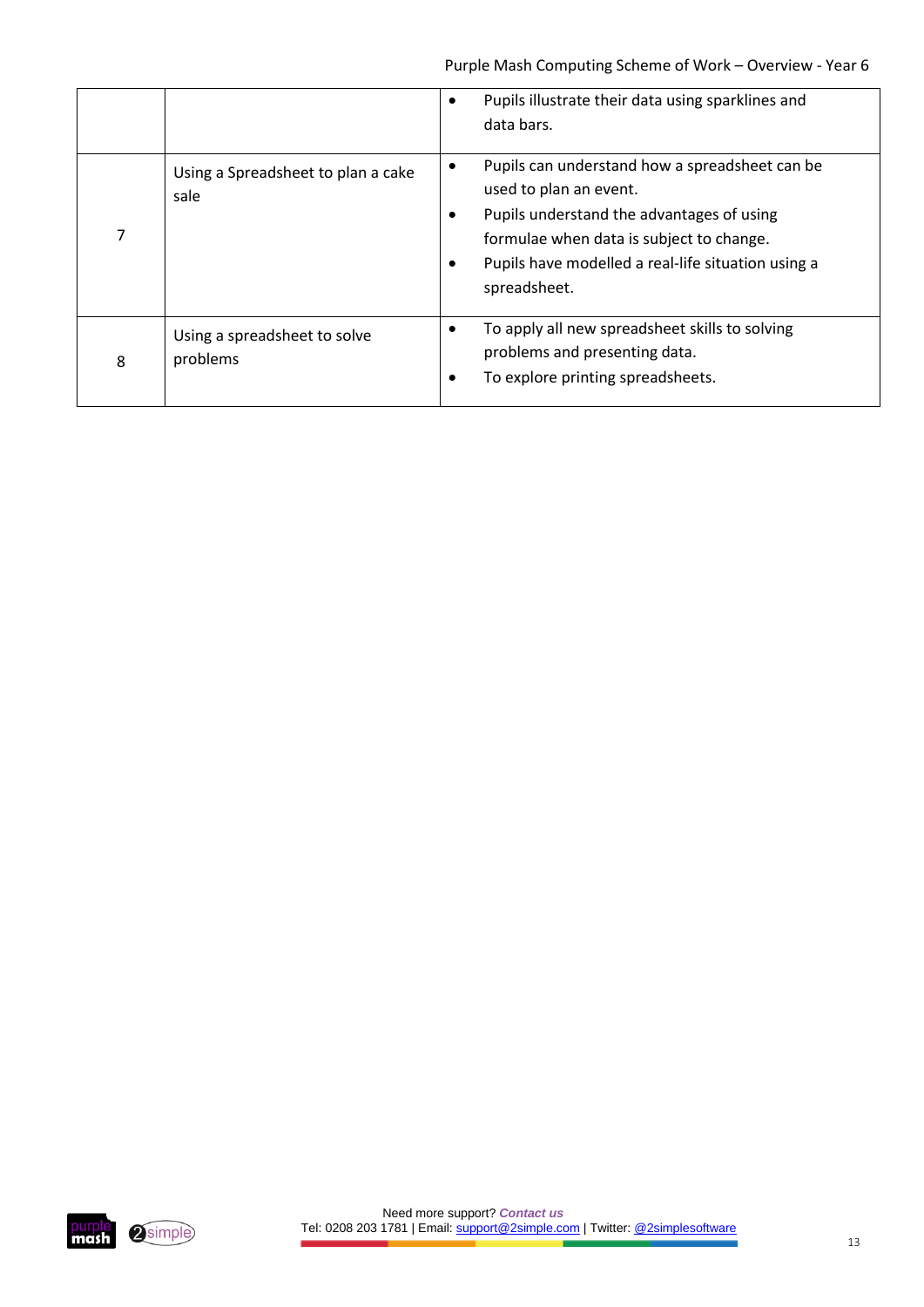| | | |
|---|---|---|
| | | • Pupils illustrate their data using sparklines and data bars. |
| 7 | Using a Spreadsheet to plan a cake sale | • Pupils can understand how a spreadsheet can be used to plan an event.<br>• Pupils understand the advantages of using formulae when data is subject to change.<br>• Pupils have modelled a real-life situation using a spreadsheet. |
| 8 | Using a spreadsheet to solve problems | • To apply all new spreadsheet skills to solving problems and presenting data.<br>• To explore printing spreadsheets. |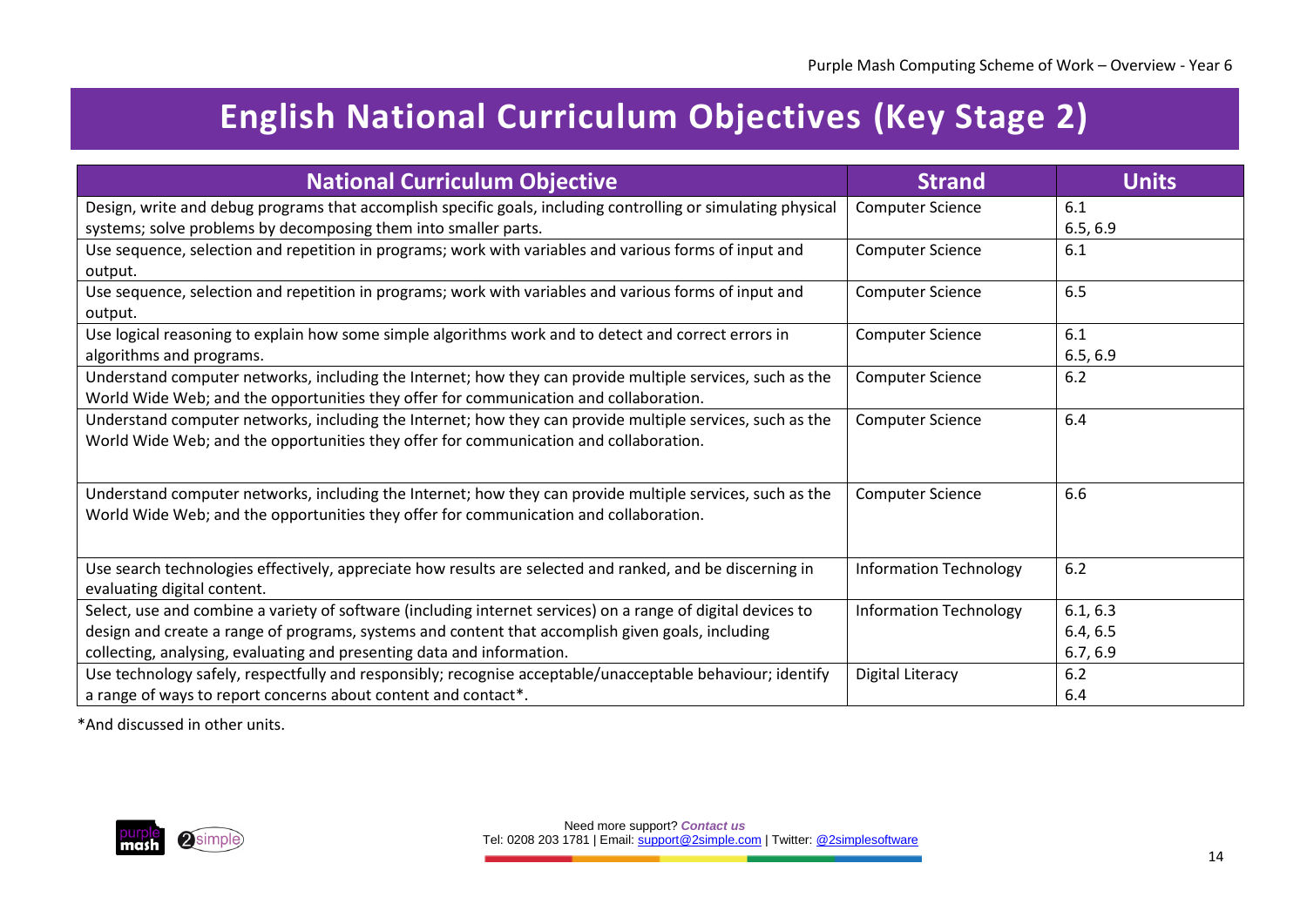# English National Curriculum Objectives (Key Stage 2)

| National Curriculum Objective | Strand | Units |
|---|---|---|
| Design, write and debug programs that accomplish specific goals, including controlling or simulating physical systems; solve problems by decomposing them into smaller parts. | Computer Science | 6.1<br>6.5, 6.9 |
| Use sequence, selection and repetition in programs; work with variables and various forms of input and output. | Computer Science | 6.1 |
| Use sequence, selection and repetition in programs; work with variables and various forms of input and output. | Computer Science | 6.5 |
| Use logical reasoning to explain how some simple algorithms work and to detect and correct errors in algorithms and programs. | Computer Science | 6.1<br>6.5, 6.9 |
| Understand computer networks, including the Internet; how they can provide multiple services, such as the World Wide Web; and the opportunities they offer for communication and collaboration. | Computer Science | 6.2 |
| Understand computer networks, including the Internet; how they can provide multiple services, such as the World Wide Web; and the opportunities they offer for communication and collaboration. | Computer Science | 6.4 |
| Understand computer networks, including the Internet; how they can provide multiple services, such as the World Wide Web; and the opportunities they offer for communication and collaboration. | Computer Science | 6.6 |
| Use search technologies effectively, appreciate how results are selected and ranked, and be discerning in evaluating digital content. | Information Technology | 6.2 |
| Select, use and combine a variety of software (including internet services) on a range of digital devices to design and create a range of programs, systems and content that accomplish given goals, including collecting, analysing, evaluating and presenting data and information. | Information Technology | 6.1, 6.3<br>6.4, 6.5<br>6.7, 6.9 |
| Use technology safely, respectfully and responsibly; recognise acceptable/unacceptable behaviour; identify a range of ways to report concerns about content and contact*. | Digital Literacy | 6.2<br>6.4 |

*And discussed in other units.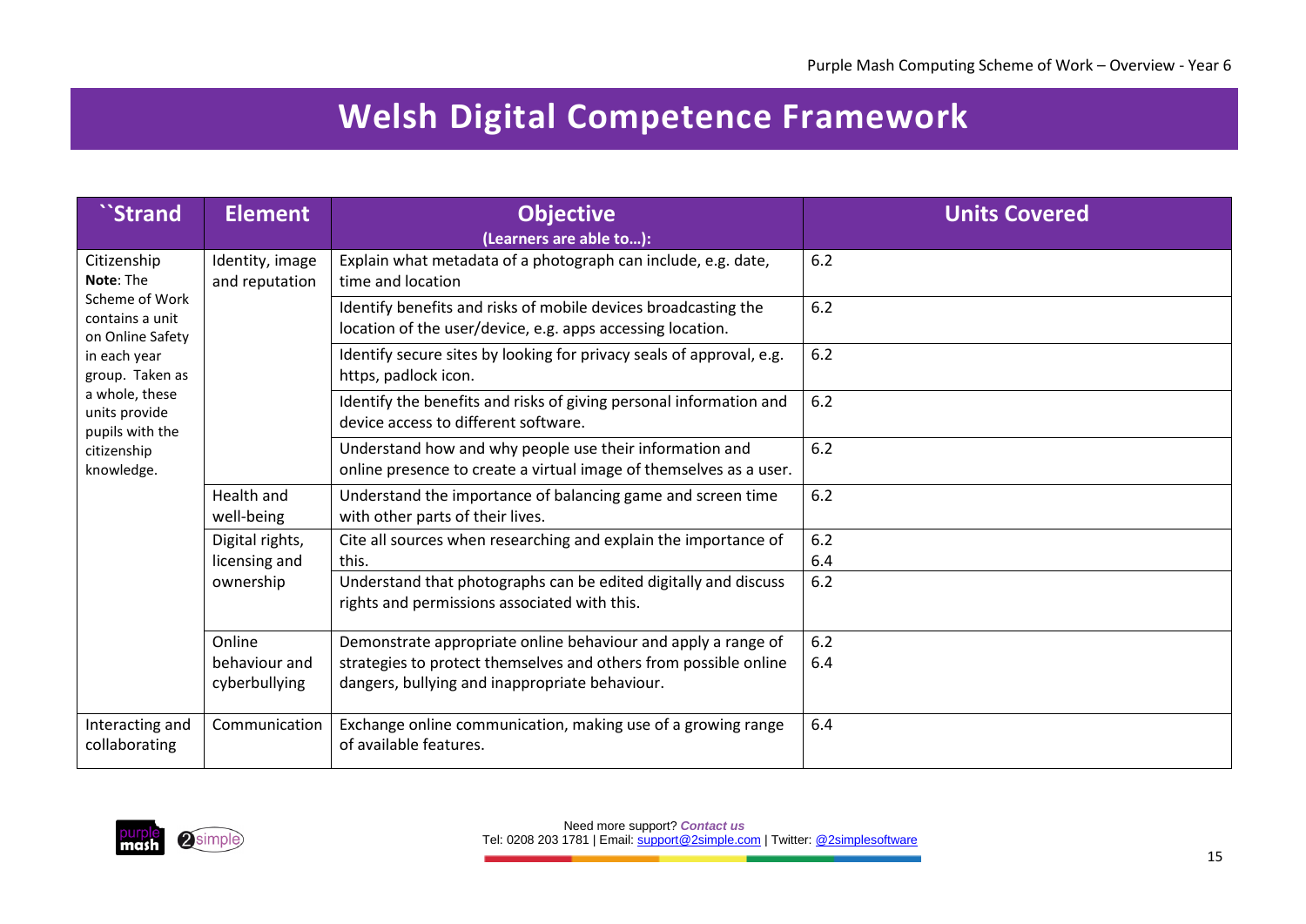# Welsh Digital Competence Framework

| ``Strand | Element | Objective (Learners are able to…): | Units Covered |
|---|---|---|---|
| Citizenship **Note**: The Scheme of Work contains a unit on Online Safety in each year group. Taken as a whole, these units provide pupils with the citizenship knowledge. | Identity, image and reputation | Explain what metadata of a photograph can include, e.g. date, time and location | 6.2 |
| | | Identify benefits and risks of mobile devices broadcasting the location of the user/device, e.g. apps accessing location. | 6.2 |
| | | Identify secure sites by looking for privacy seals of approval, e.g. https, padlock icon. | 6.2 |
| | | Identify the benefits and risks of giving personal information and device access to different software. | 6.2 |
| | | Understand how and why people use their information and online presence to create a virtual image of themselves as a user. | 6.2 |
| | Health and well-being | Understand the importance of balancing game and screen time with other parts of their lives. | 6.2 |
| | Digital rights, licensing and ownership | Cite all sources when researching and explain the importance of this. | 6.2<br>6.4 |
| | | Understand that photographs can be edited digitally and discuss rights and permissions associated with this. | 6.2 |
| | Online behaviour and cyberbullying | Demonstrate appropriate online behaviour and apply a range of strategies to protect themselves and others from possible online dangers, bullying and inappropriate behaviour. | 6.2<br>6.4 |
| Interacting and collaborating | Communication | Exchange online communication, making use of a growing range of available features. | 6.4 |

Need more support? *Contact us*
Tel: 0208 203 1781 | Email: support@2simple.com | Twitter: @2simplesoftware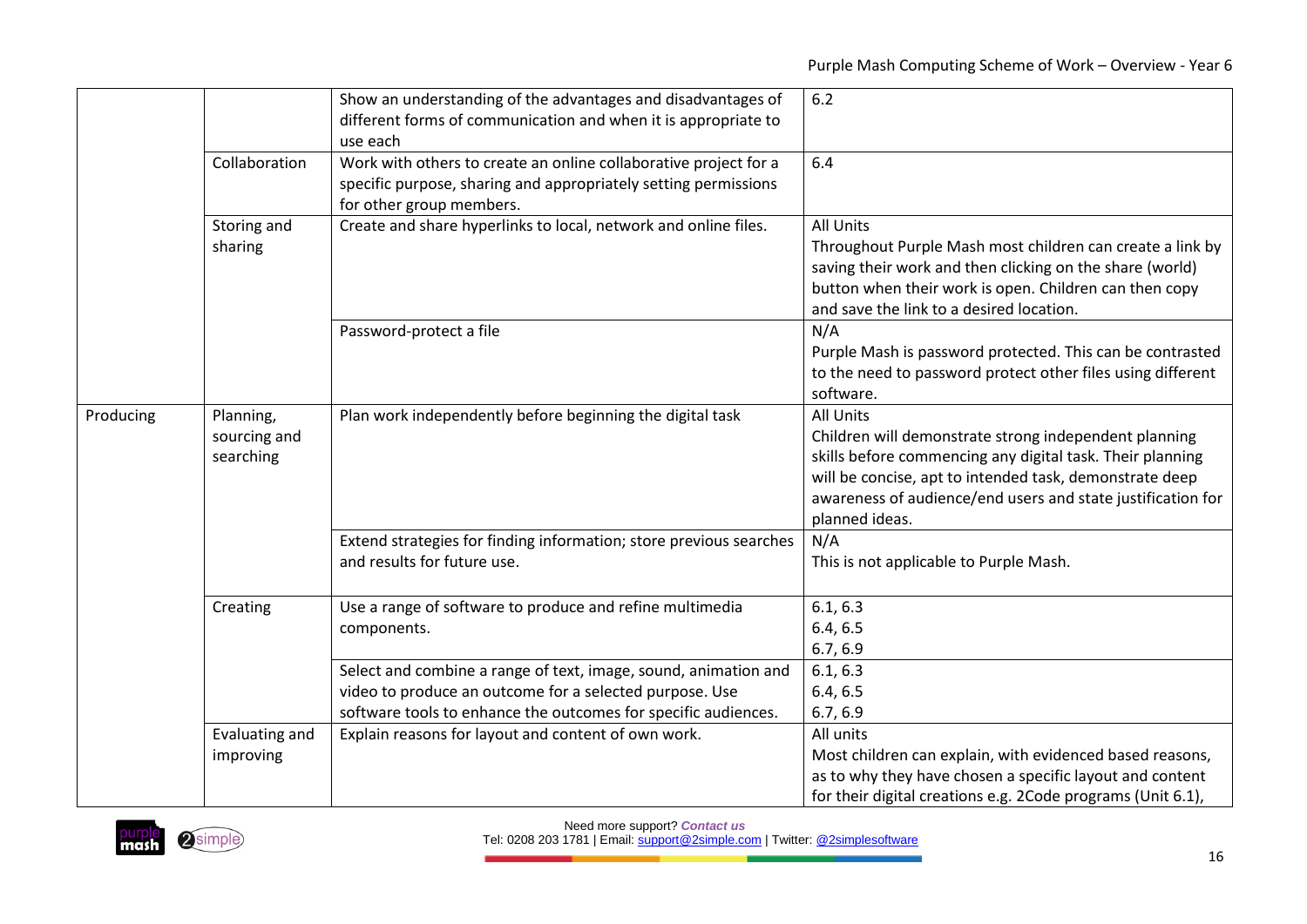| | | | |
|---|---|---|---|
| | | Show an understanding of the advantages and disadvantages of different forms of communication and when it is appropriate to use each | 6.2 |
| | Collaboration | Work with others to create an online collaborative project for a specific purpose, sharing and appropriately setting permissions for other group members. | 6.4 |
| | Storing and sharing | Create and share hyperlinks to local, network and online files. | All Units<br>Throughout Purple Mash most children can create a link by saving their work and then clicking on the share (world) button when their work is open. Children can then copy and save the link to a desired location. |
| | | Password-protect a file | N/A<br>Purple Mash is password protected. This can be contrasted to the need to password protect other files using different software. |
| Producing | Planning, sourcing and searching | Plan work independently before beginning the digital task | All Units<br>Children will demonstrate strong independent planning skills before commencing any digital task. Their planning will be concise, apt to intended task, demonstrate deep awareness of audience/end users and state justification for planned ideas. |
| | | Extend strategies for finding information; store previous searches and results for future use. | N/A<br>This is not applicable to Purple Mash. |
| | Creating | Use a range of software to produce and refine multimedia components. | 6.1, 6.3<br>6.4, 6.5<br>6.7, 6.9 |
| | | Select and combine a range of text, image, sound, animation and video to produce an outcome for a selected purpose. Use software tools to enhance the outcomes for specific audiences. | 6.1, 6.3<br>6.4, 6.5<br>6.7, 6.9 |
| | Evaluating and improving | Explain reasons for layout and content of own work. | All units<br>Most children can explain, with evidenced based reasons, as to why they have chosen a specific layout and content for their digital creations e.g. 2Code programs (Unit 6.1), |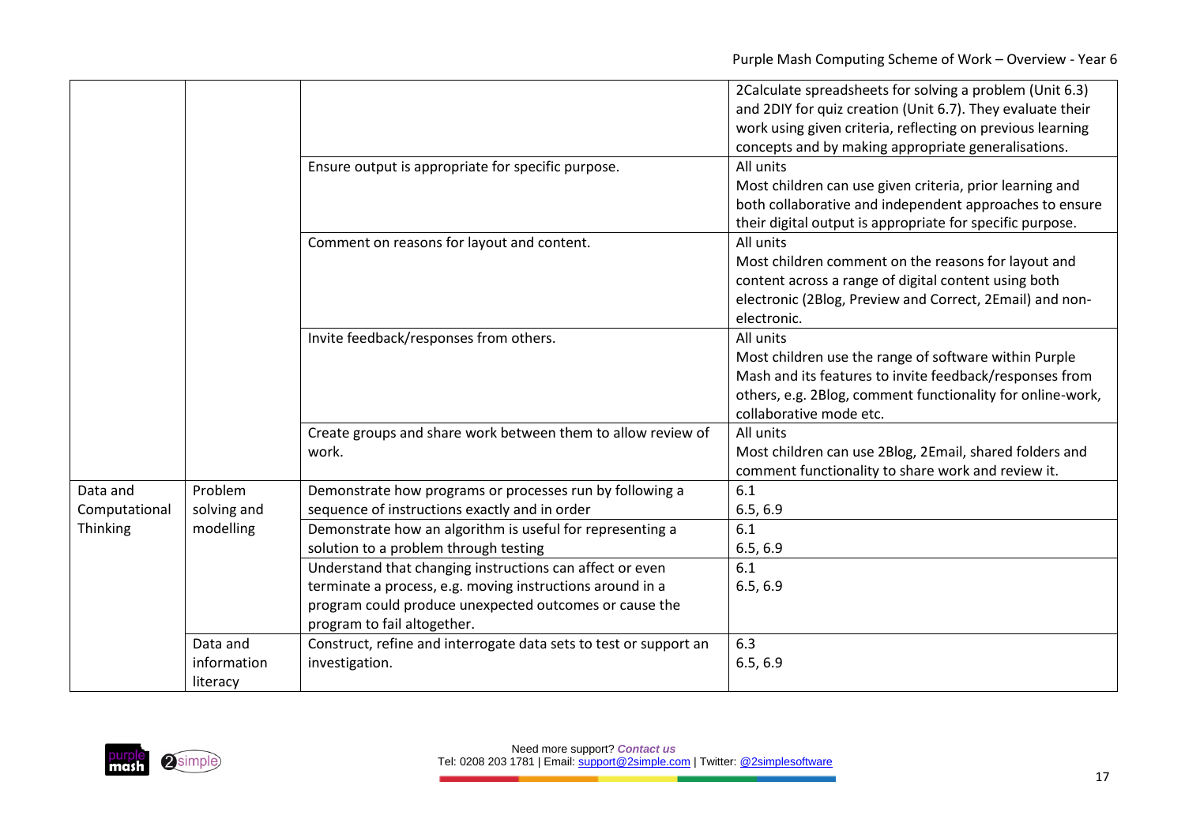| | | | |
|---|---|---|---|
| | | | 2Calculate spreadsheets for solving a problem (Unit 6.3) and 2DIY for quiz creation (Unit 6.7). They evaluate their work using given criteria, reflecting on previous learning concepts and by making appropriate generalisations. |
| | | Ensure output is appropriate for specific purpose. | All units<br>Most children can use given criteria, prior learning and both collaborative and independent approaches to ensure their digital output is appropriate for specific purpose. |
| | | Comment on reasons for layout and content. | All units<br>Most children comment on the reasons for layout and content across a range of digital content using both electronic (2Blog, Preview and Correct, 2Email) and non-electronic. |
| | | Invite feedback/responses from others. | All units<br>Most children use the range of software within Purple Mash and its features to invite feedback/responses from others, e.g. 2Blog, comment functionality for online-work, collaborative mode etc. |
| | | Create groups and share work between them to allow review of work. | All units<br>Most children can use 2Blog, 2Email, shared folders and comment functionality to share work and review it. |
| Data and Computational Thinking | Problem solving and modelling | Demonstrate how programs or processes run by following a sequence of instructions exactly and in order | 6.1<br>6.5, 6.9 |
| | | Demonstrate how an algorithm is useful for representing a solution to a problem through testing | 6.1<br>6.5, 6.9 |
| | | Understand that changing instructions can affect or even terminate a process, e.g. moving instructions around in a program could produce unexpected outcomes or cause the program to fail altogether. | 6.1<br>6.5, 6.9 |
| | Data and information literacy | Construct, refine and interrogate data sets to test or support an investigation. | 6.3<br>6.5, 6.9 |

Need more support? *Contact us*
Tel: 0208 203 1781 | Email: support@2simple.com | Twitter: @2simplesoftware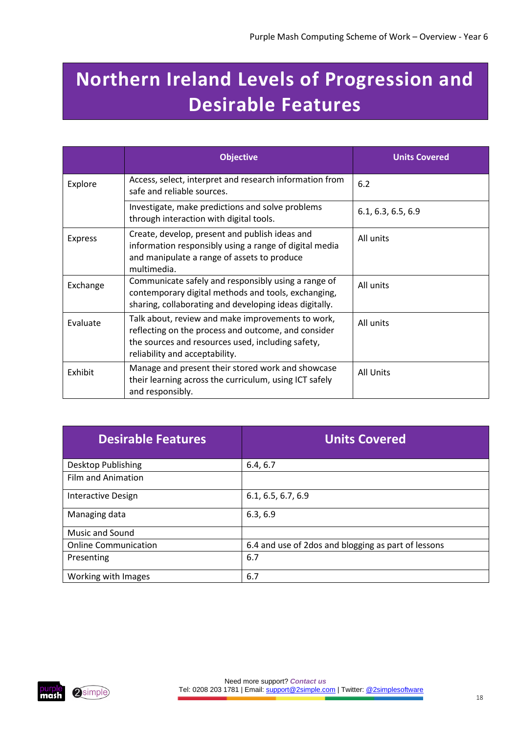# Northern Ireland Levels of Progression and Desirable Features

| | Objective | Units Covered |
|---|---|---|
| Explore | Access, select, interpret and research information from safe and reliable sources. | 6.2 |
| | Investigate, make predictions and solve problems through interaction with digital tools. | 6.1, 6.3, 6.5, 6.9 |
| Express | Create, develop, present and publish ideas and information responsibly using a range of digital media and manipulate a range of assets to produce multimedia. | All units |
| Exchange | Communicate safely and responsibly using a range of contemporary digital methods and tools, exchanging, sharing, collaborating and developing ideas digitally. | All units |
| Evaluate | Talk about, review and make improvements to work, reflecting on the process and outcome, and consider the sources and resources used, including safety, reliability and acceptability. | All units |
| Exhibit | Manage and present their stored work and showcase their learning across the curriculum, using ICT safely and responsibly. | All Units |

| Desirable Features | Units Covered |
|---|---|
| Desktop Publishing | 6.4, 6.7 |
| Film and Animation | |
| Interactive Design | 6.1, 6.5, 6.7, 6.9 |
| Managing data | 6.3, 6.9 |
| Music and Sound | |
| Online Communication | 6.4 and use of 2dos and blogging as part of lessons |
| Presenting | 6.7 |
| Working with Images | 6.7 |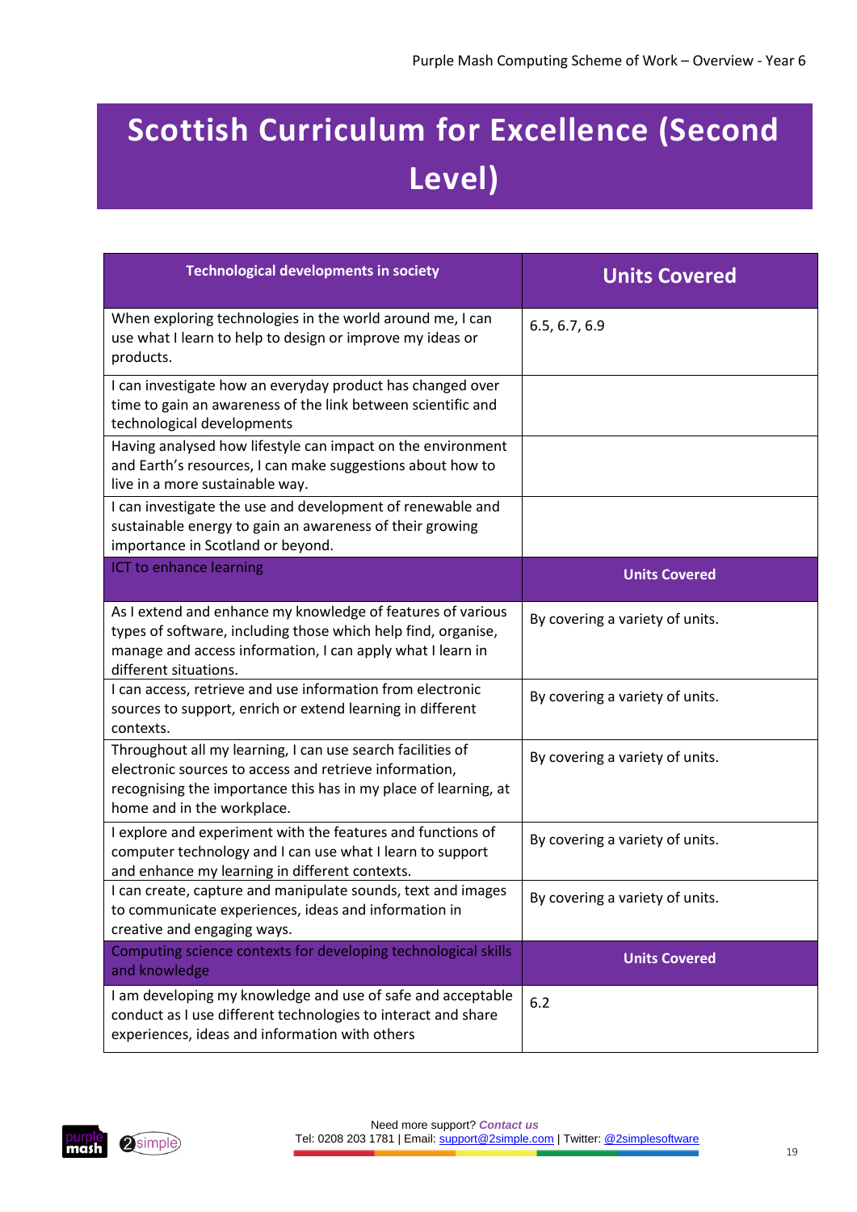# Scottish Curriculum for Excellence (Second Level)

| Technological developments in society | Units Covered |
|---|---|
| When exploring technologies in the world around me, I can use what I learn to help to design or improve my ideas or products. | 6.5, 6.7, 6.9 |
| I can investigate how an everyday product has changed over time to gain an awareness of the link between scientific and technological developments | |
| Having analysed how lifestyle can impact on the environment and Earth's resources, I can make suggestions about how to live in a more sustainable way. | |
| I can investigate the use and development of renewable and sustainable energy to gain an awareness of their growing importance in Scotland or beyond. | |
| **ICT to enhance learning** | **Units Covered** |
| As I extend and enhance my knowledge of features of various types of software, including those which help find, organise, manage and access information, I can apply what I learn in different situations. | By covering a variety of units. |
| I can access, retrieve and use information from electronic sources to support, enrich or extend learning in different contexts. | By covering a variety of units. |
| Throughout all my learning, I can use search facilities of electronic sources to access and retrieve information, recognising the importance this has in my place of learning, at home and in the workplace. | By covering a variety of units. |
| I explore and experiment with the features and functions of computer technology and I can use what I learn to support and enhance my learning in different contexts. | By covering a variety of units. |
| I can create, capture and manipulate sounds, text and images to communicate experiences, ideas and information in creative and engaging ways. | By covering a variety of units. |
| **Computing science contexts for developing technological skills and knowledge** | **Units Covered** |
| I am developing my knowledge and use of safe and acceptable conduct as I use different technologies to interact and share experiences, ideas and information with others | 6.2 |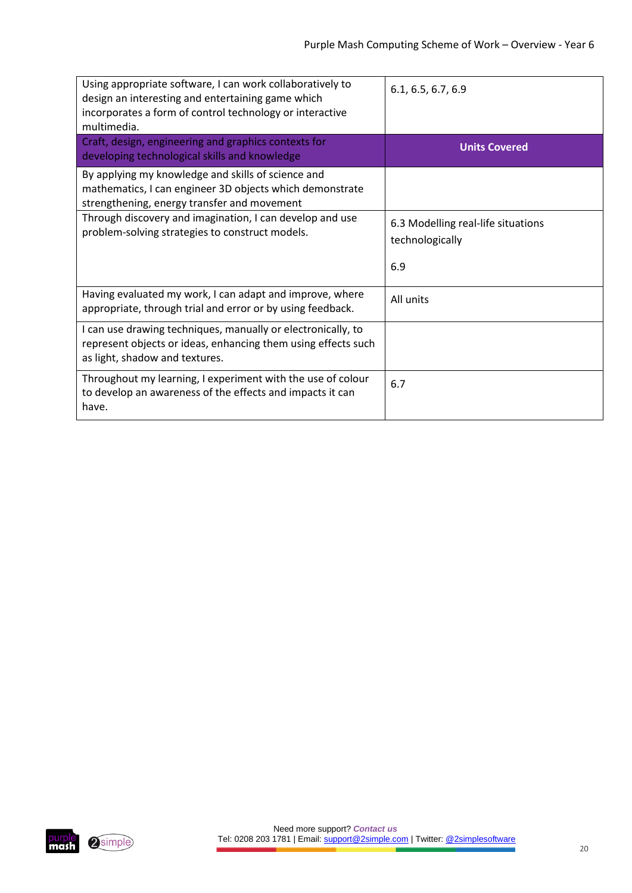| | |
|---|---|
| Using appropriate software, I can work collaboratively to design an interesting and entertaining game which incorporates a form of control technology or interactive multimedia. | 6.1, 6.5, 6.7, 6.9 |
| **Craft, design, engineering and graphics contexts for developing technological skills and knowledge** | **Units Covered** |
| By applying my knowledge and skills of science and mathematics, I can engineer 3D objects which demonstrate strengthening, energy transfer and movement | |
| Through discovery and imagination, I can develop and use problem-solving strategies to construct models. | 6.3 Modelling real-life situations technologically<br><br>6.9 |
| Having evaluated my work, I can adapt and improve, where appropriate, through trial and error or by using feedback. | All units |
| I can use drawing techniques, manually or electronically, to represent objects or ideas, enhancing them using effects such as light, shadow and textures. | |
| Throughout my learning, I experiment with the use of colour to develop an awareness of the effects and impacts it can have. | 6.7 |